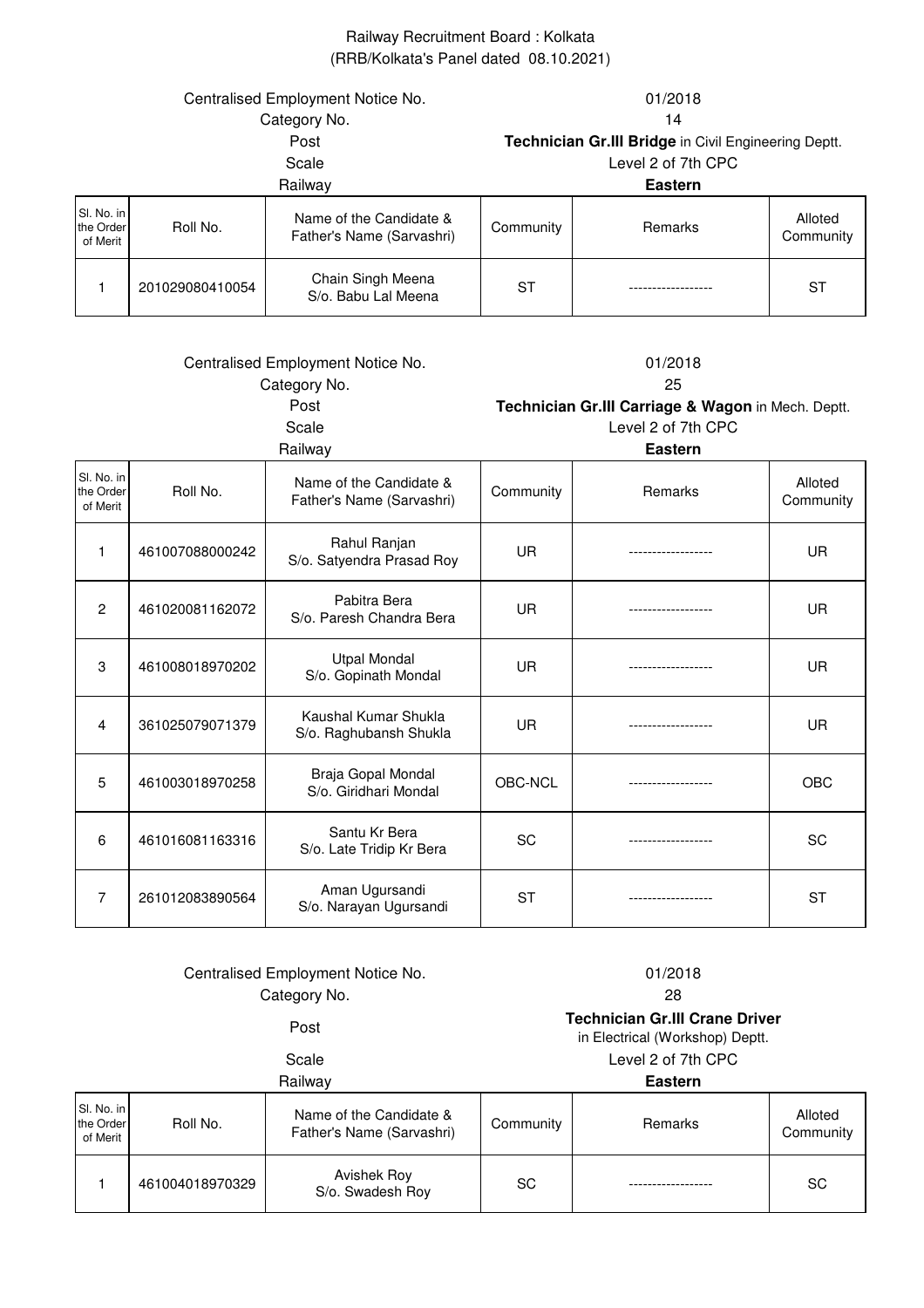# Railway Recruitment Board : Kolkata

(RRB/Kolkata's Panel dated 08.10.2021)

| | |
|---|---|
| Centralised Employment Notice No. | 01/2018 |
| Category No. | 14 |
| Post | **Technician Gr.III Bridge** in Civil Engineering Deptt. |
| Scale | Level 2 of 7th CPC |
| Railway | **Eastern** |

| Sl. No. in the Order of Merit | Roll No. | Name of the Candidate & Father's Name (Sarvashri) | Community | Remarks | Alloted Community |
|---|---|---|---|---|---|
| 1 | 201029080410054 | Chain Singh Meena S/o. Babu Lal Meena | ST | ------------------ | ST |

| | |
|---|---|
| Centralised Employment Notice No. | 01/2018 |
| Category No. | 25 |
| Post | **Technician Gr.III Carriage & Wagon** in Mech. Deptt. |
| Scale | Level 2 of 7th CPC |
| Railway | **Eastern** |

| Sl. No. in the Order of Merit | Roll No. | Name of the Candidate & Father's Name (Sarvashri) | Community | Remarks | Alloted Community |
|---|---|---|---|---|---|
| 1 | 461007088000242 | Rahul Ranjan S/o. Satyendra Prasad Roy | UR | ------------------ | UR |
| 2 | 461020081162072 | Pabitra Bera S/o. Paresh Chandra Bera | UR | ------------------ | UR |
| 3 | 461008018970202 | Utpal Mondal S/o. Gopinath Mondal | UR | ------------------ | UR |
| 4 | 361025079071379 | Kaushal Kumar Shukla S/o. Raghubansh Shukla | UR | ------------------ | UR |
| 5 | 461003018970258 | Braja Gopal Mondal S/o. Giridhari Mondal | OBC-NCL | ------------------ | OBC |
| 6 | 461016081163316 | Santu Kr Bera S/o. Late Tridip Kr Bera | SC | ------------------ | SC |
| 7 | 261012083890564 | Aman Ugursandi S/o. Narayan Ugursandi | ST | ------------------ | ST |

| | |
|---|---|
| Centralised Employment Notice No. | 01/2018 |
| Category No. | 28 |
| Post | **Technician Gr.III Crane Driver** in Electrical (Workshop) Deptt. |
| Scale | Level 2 of 7th CPC |
| Railway | **Eastern** |

| Sl. No. in the Order of Merit | Roll No. | Name of the Candidate & Father's Name (Sarvashri) | Community | Remarks | Alloted Community |
|---|---|---|---|---|---|
| 1 | 461004018970329 | Avishek Roy S/o. Swadesh Roy | SC | ------------------ | SC |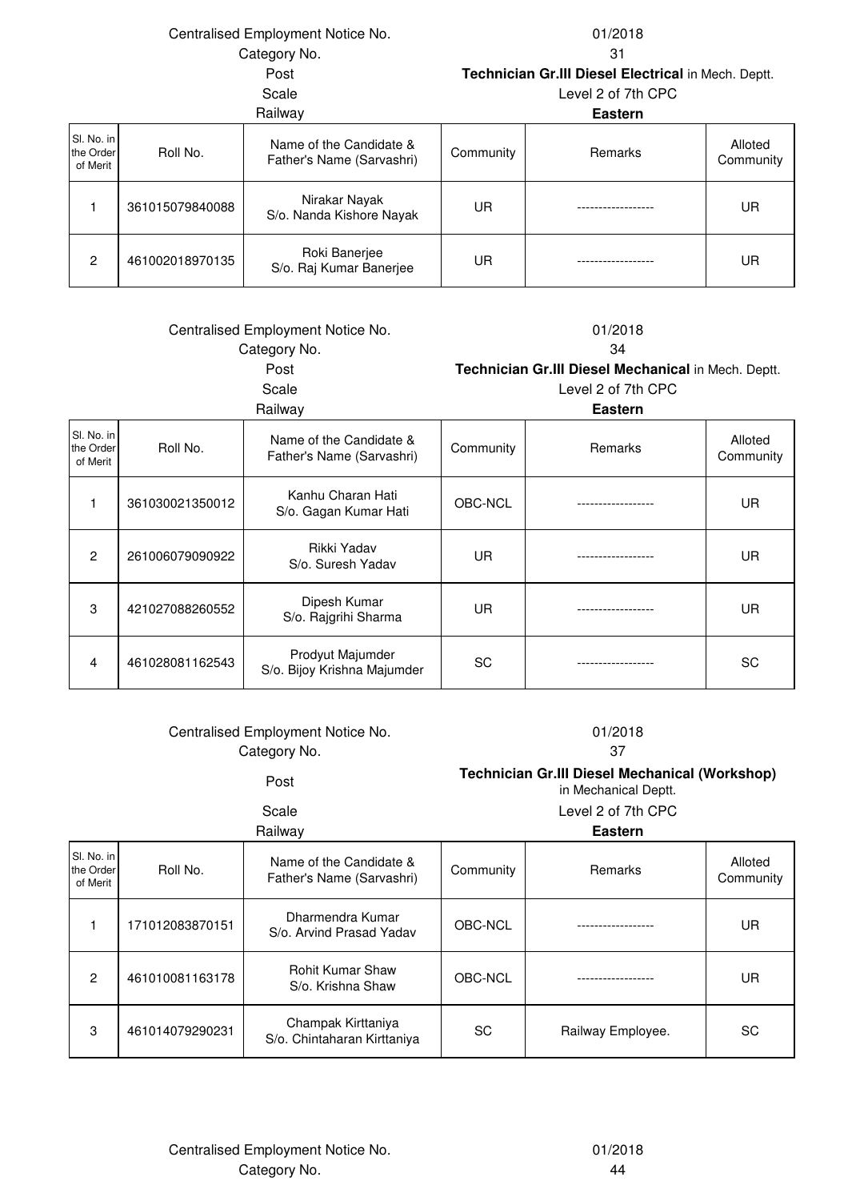Centralised Employment Notice No. 01/2018
Category No. 31
Post **Technician Gr.III Diesel Electrical** in Mech. Deptt.
Scale Level 2 of 7th CPC
Railway **Eastern**

| Sl. No. in the Order of Merit | Roll No. | Name of the Candidate & Father's Name (Sarvashri) | Community | Remarks | Alloted Community |
|---|---|---|---|---|---|
| 1 | 361015079840088 | Nirakar Nayak S/o. Nanda Kishore Nayak | UR | ------------------ | UR |
| 2 | 461002018970135 | Roki Banerjee S/o. Raj Kumar Banerjee | UR | ------------------ | UR |

Centralised Employment Notice No. 01/2018
Category No. 34
Post **Technician Gr.III Diesel Mechanical** in Mech. Deptt.
Scale Level 2 of 7th CPC
Railway **Eastern**

| Sl. No. in the Order of Merit | Roll No. | Name of the Candidate & Father's Name (Sarvashri) | Community | Remarks | Alloted Community |
|---|---|---|---|---|---|
| 1 | 361030021350012 | Kanhu Charan Hati S/o. Gagan Kumar Hati | OBC-NCL | ------------------ | UR |
| 2 | 261006079090922 | Rikki Yadav S/o. Suresh Yadav | UR | ------------------ | UR |
| 3 | 421027088260552 | Dipesh Kumar S/o. Rajgrihi Sharma | UR | ------------------ | UR |
| 4 | 461028081162543 | Prodyut Majumder S/o. Bijoy Krishna Majumder | SC | ------------------ | SC |

Centralised Employment Notice No. 01/2018
Category No. 37
Post **Technician Gr.III Diesel Mechanical (Workshop)** in Mechanical Deptt.
Scale Level 2 of 7th CPC
Railway **Eastern**

| Sl. No. in the Order of Merit | Roll No. | Name of the Candidate & Father's Name (Sarvashri) | Community | Remarks | Alloted Community |
|---|---|---|---|---|---|
| 1 | 171012083870151 | Dharmendra Kumar S/o. Arvind Prasad Yadav | OBC-NCL | ------------------ | UR |
| 2 | 461010081163178 | Rohit Kumar Shaw S/o. Krishna Shaw | OBC-NCL | ------------------ | UR |
| 3 | 461014079290231 | Champak Kirttaniya S/o. Chintaharan Kirttaniya | SC | Railway Employee. | SC |

Centralised Employment Notice No. 01/2018
Category No. 44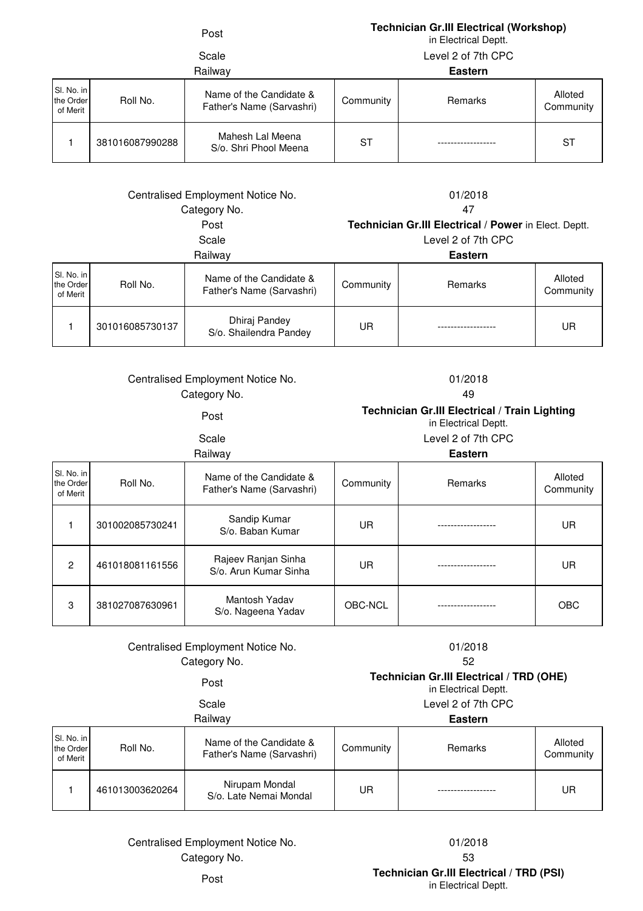Post: **Technician Gr.III Electrical (Workshop)** in Electrical Deptt.

Scale: Level 2 of 7th CPC

Railway: **Eastern**

| Sl. No. in the Order of Merit | Roll No. | Name of the Candidate & Father's Name (Sarvashri) | Community | Remarks | Alloted Community |
|---|---|---|---|---|---|
| 1 | 381016087990288 | Mahesh Lal Meena S/o. Shri Phool Meena | ST | ------------------ | ST |

Centralised Employment Notice No.: 01/2018

Category No.: 47

Post: **Technician Gr.III Electrical / Power** in Elect. Deptt.

Scale: Level 2 of 7th CPC

Railway: **Eastern**

| Sl. No. in the Order of Merit | Roll No. | Name of the Candidate & Father's Name (Sarvashri) | Community | Remarks | Alloted Community |
|---|---|---|---|---|---|
| 1 | 301016085730137 | Dhiraj Pandey S/o. Shailendra Pandey | UR | ------------------ | UR |

Centralised Employment Notice No.: 01/2018

Category No.: 49

Post: **Technician Gr.III Electrical / Train Lighting** in Electrical Deptt.

Scale: Level 2 of 7th CPC

Railway: **Eastern**

| Sl. No. in the Order of Merit | Roll No. | Name of the Candidate & Father's Name (Sarvashri) | Community | Remarks | Alloted Community |
|---|---|---|---|---|---|
| 1 | 301002085730241 | Sandip Kumar S/o. Baban Kumar | UR | ------------------ | UR |
| 2 | 461018081161556 | Rajeev Ranjan Sinha S/o. Arun Kumar Sinha | UR | ------------------ | UR |
| 3 | 381027087630961 | Mantosh Yadav S/o. Nageena Yadav | OBC-NCL | ------------------ | OBC |

Centralised Employment Notice No.: 01/2018

Category No.: 52

Post: **Technician Gr.III Electrical / TRD (OHE)** in Electrical Deptt.

Scale: Level 2 of 7th CPC

Railway: **Eastern**

| Sl. No. in the Order of Merit | Roll No. | Name of the Candidate & Father's Name (Sarvashri) | Community | Remarks | Alloted Community |
|---|---|---|---|---|---|
| 1 | 461013003620264 | Nirupam Mondal S/o. Late Nemai Mondal | UR | ------------------ | UR |

Centralised Employment Notice No.: 01/2018

Category No.: 53

Post: **Technician Gr.III Electrical / TRD (PSI)** in Electrical Deptt.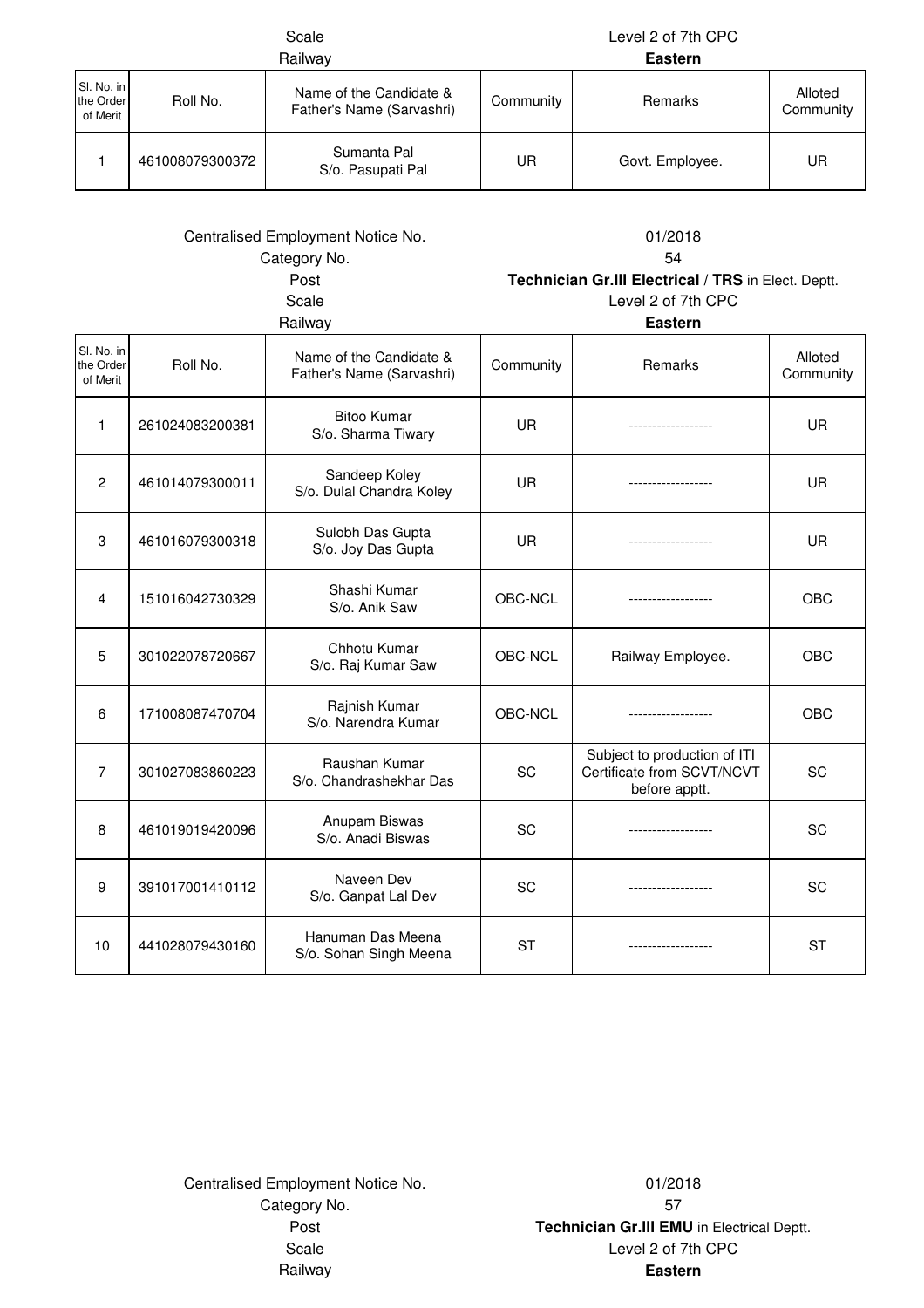| | |
|---|---|
| Scale | Level 2 of 7th CPC |
| Railway | **Eastern** |

| Sl. No. in the Order of Merit | Roll No. | Name of the Candidate & Father's Name (Sarvashri) | Community | Remarks | Alloted Community |
|---|---|---|---|---|---|
| 1 | 461008079300372 | Sumanta Pal S/o. Pasupati Pal | UR | Govt. Employee. | UR |

| | |
|---|---|
| Centralised Employment Notice No. | 01/2018 |
| Category No. | 54 |
| Post | **Technician Gr.III Electrical** / **TRS** in Elect. Deptt. |
| Scale | Level 2 of 7th CPC |
| Railway | **Eastern** |

| Sl. No. in the Order of Merit | Roll No. | Name of the Candidate & Father's Name (Sarvashri) | Community | Remarks | Alloted Community |
|---|---|---|---|---|---|
| 1 | 261024083200381 | Bitoo Kumar S/o. Sharma Tiwary | UR | ------------------ | UR |
| 2 | 461014079300011 | Sandeep Koley S/o. Dulal Chandra Koley | UR | ------------------ | UR |
| 3 | 461016079300318 | Sulobh Das Gupta S/o. Joy Das Gupta | UR | ------------------ | UR |
| 4 | 151016042730329 | Shashi Kumar S/o. Anik Saw | OBC-NCL | ------------------ | OBC |
| 5 | 301022078720667 | Chhotu Kumar S/o. Raj Kumar Saw | OBC-NCL | Railway Employee. | OBC |
| 6 | 171008087470704 | Rajnish Kumar S/o. Narendra Kumar | OBC-NCL | ------------------ | OBC |
| 7 | 301027083860223 | Raushan Kumar S/o. Chandrashekhar Das | SC | Subject to production of ITI Certificate from SCVT/NCVT before apptt. | SC |
| 8 | 461019019420096 | Anupam Biswas S/o. Anadi Biswas | SC | ------------------ | SC |
| 9 | 391017001410112 | Naveen Dev S/o. Ganpat Lal Dev | SC | ------------------ | SC |
| 10 | 441028079430160 | Hanuman Das Meena S/o. Sohan Singh Meena | ST | ------------------ | ST |

| | |
|---|---|
| Centralised Employment Notice No. | 01/2018 |
| Category No. | 57 |
| Post | **Technician Gr.III EMU** in Electrical Deptt. |
| Scale | Level 2 of 7th CPC |
| Railway | **Eastern** |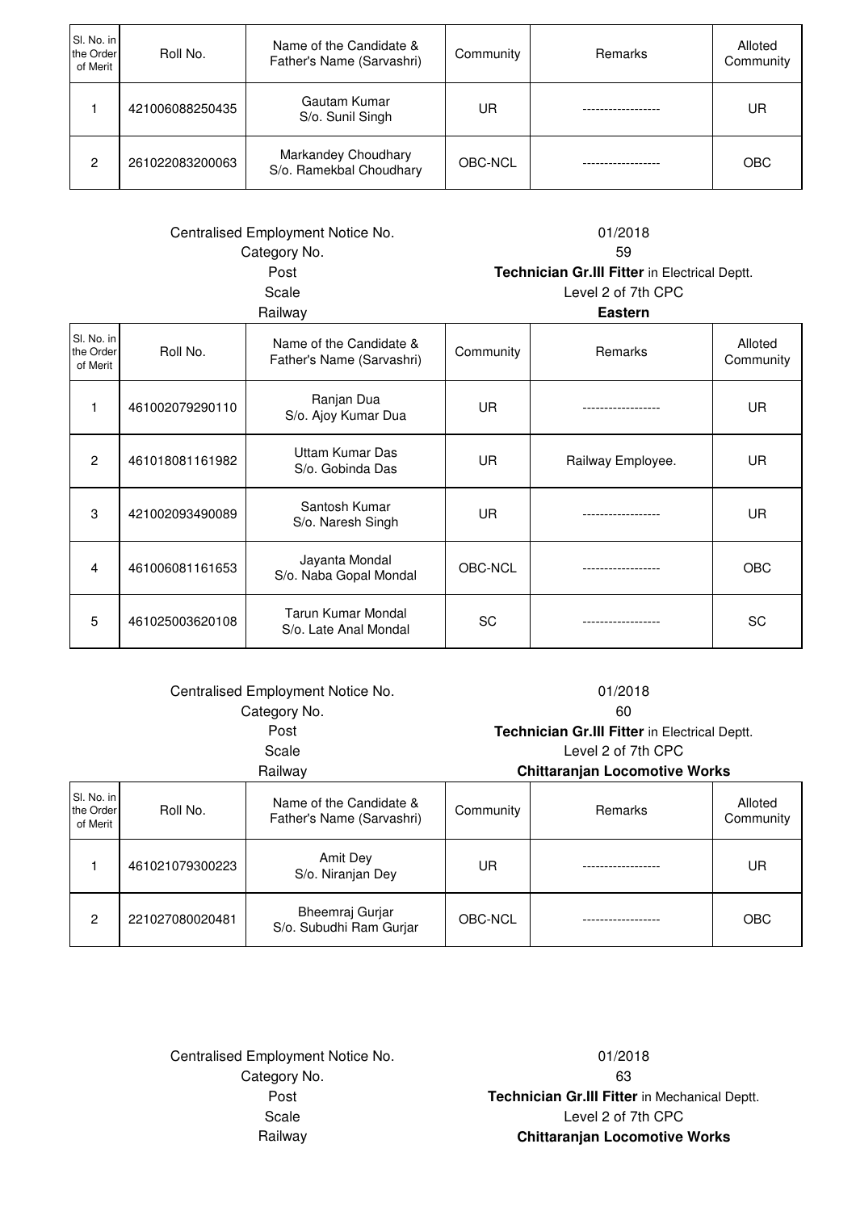| Sl. No. in the Order of Merit | Roll No. | Name of the Candidate & Father's Name (Sarvashri) | Community | Remarks | Alloted Community |
|---|---|---|---|---|---|
| 1 | 421006088250435 | Gautam Kumar S/o. Sunil Singh | UR | ------------------ | UR |
| 2 | 261022083200063 | Markandey Choudhary S/o. Ramekbal Choudhary | OBC-NCL | ------------------ | OBC |

| | |
|---|---|
| Centralised Employment Notice No. | 01/2018 |
| Category No. | 59 |
| Post | **Technician Gr.III Fitter** in Electrical Deptt. |
| Scale | Level 2 of 7th CPC |
| Railway | **Eastern** |

| Sl. No. in the Order of Merit | Roll No. | Name of the Candidate & Father's Name (Sarvashri) | Community | Remarks | Alloted Community |
|---|---|---|---|---|---|
| 1 | 461002079290110 | Ranjan Dua S/o. Ajoy Kumar Dua | UR | ------------------ | UR |
| 2 | 461018081161982 | Uttam Kumar Das S/o. Gobinda Das | UR | Railway Employee. | UR |
| 3 | 421002093490089 | Santosh Kumar S/o. Naresh Singh | UR | ------------------ | UR |
| 4 | 461006081161653 | Jayanta Mondal S/o. Naba Gopal Mondal | OBC-NCL | ------------------ | OBC |
| 5 | 461025003620108 | Tarun Kumar Mondal S/o. Late Anal Mondal | SC | ------------------ | SC |

| | |
|---|---|
| Centralised Employment Notice No. | 01/2018 |
| Category No. | 60 |
| Post | **Technician Gr.III Fitter** in Electrical Deptt. |
| Scale | Level 2 of 7th CPC |
| Railway | **Chittaranjan Locomotive Works** |

| Sl. No. in the Order of Merit | Roll No. | Name of the Candidate & Father's Name (Sarvashri) | Community | Remarks | Alloted Community |
|---|---|---|---|---|---|
| 1 | 461021079300223 | Amit Dey S/o. Niranjan Dey | UR | ------------------ | UR |
| 2 | 221027080020481 | Bheemraj Gurjar S/o. Subudhi Ram Gurjar | OBC-NCL | ------------------ | OBC |

| | |
|---|---|
| Centralised Employment Notice No. | 01/2018 |
| Category No. | 63 |
| Post | **Technician Gr.III Fitter** in Mechanical Deptt. |
| Scale | Level 2 of 7th CPC |
| Railway | **Chittaranjan Locomotive Works** |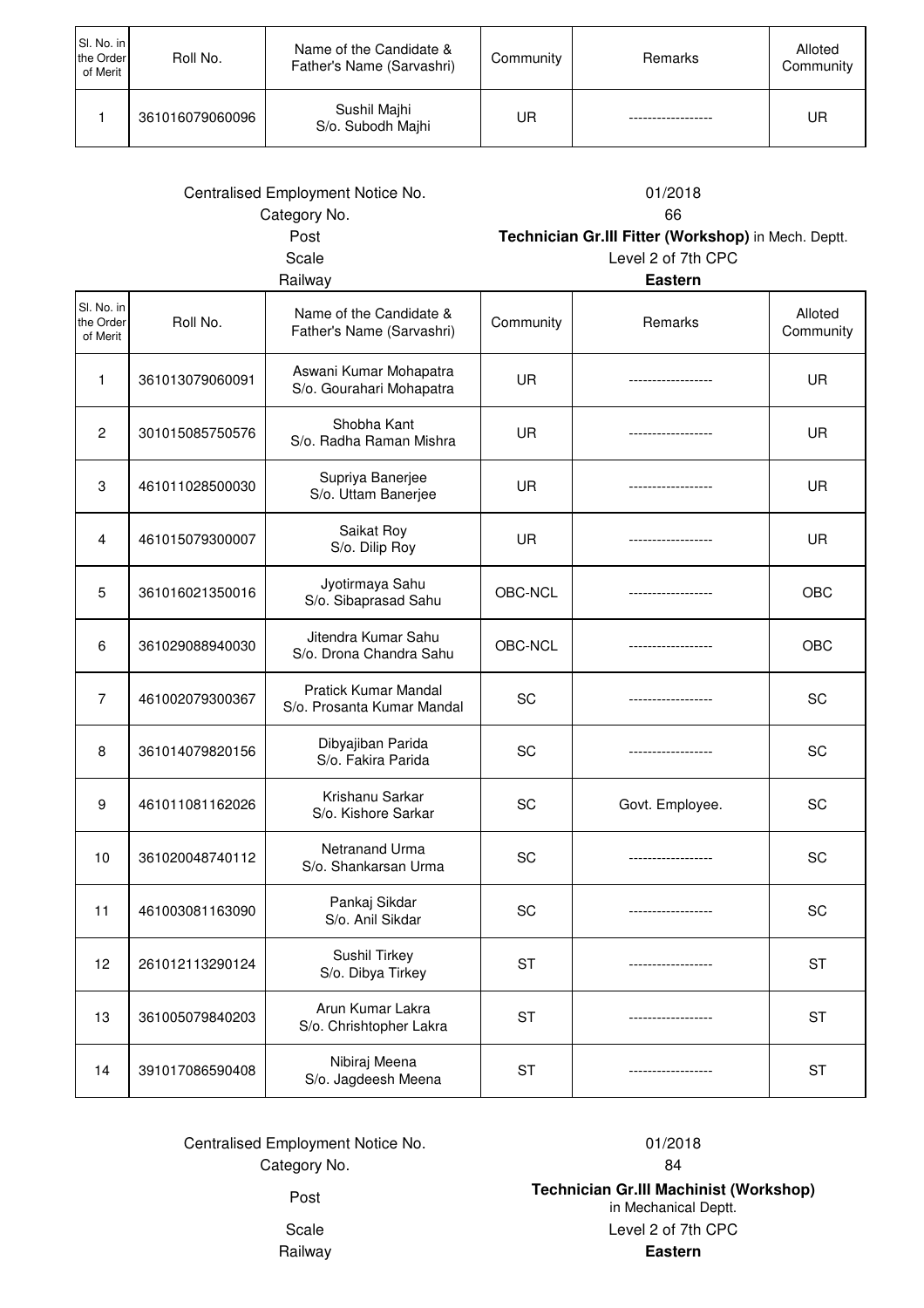| Sl. No. in the Order of Merit | Roll No. | Name of the Candidate & Father's Name (Sarvashri) | Community | Remarks | Alloted Community |
|---|---|---|---|---|---|
| 1 | 361016079060096 | Sushil Majhi S/o. Subodh Majhi | UR | ------------------ | UR |

Centralised Employment Notice No. 01/2018
Category No. 66
Post **Technician Gr.III Fitter (Workshop)** in Mech. Deptt.
Scale Level 2 of 7th CPC
Railway **Eastern**

| Sl. No. in the Order of Merit | Roll No. | Name of the Candidate & Father's Name (Sarvashri) | Community | Remarks | Alloted Community |
|---|---|---|---|---|---|
| 1 | 361013079060091 | Aswani Kumar Mohapatra S/o. Gourahari Mohapatra | UR | ------------------ | UR |
| 2 | 301015085750576 | Shobha Kant S/o. Radha Raman Mishra | UR | ------------------ | UR |
| 3 | 461011028500030 | Supriya Banerjee S/o. Uttam Banerjee | UR | ------------------ | UR |
| 4 | 461015079300007 | Saikat Roy S/o. Dilip Roy | UR | ------------------ | UR |
| 5 | 361016021350016 | Jyotirmaya Sahu S/o. Sibaprasad Sahu | OBC-NCL | ------------------ | OBC |
| 6 | 361029088940030 | Jitendra Kumar Sahu S/o. Drona Chandra Sahu | OBC-NCL | ------------------ | OBC |
| 7 | 461002079300367 | Pratick Kumar Mandal S/o. Prosanta Kumar Mandal | SC | ------------------ | SC |
| 8 | 361014079820156 | Dibyajiban Parida S/o. Fakira Parida | SC | ------------------ | SC |
| 9 | 461011081162026 | Krishanu Sarkar S/o. Kishore Sarkar | SC | Govt. Employee. | SC |
| 10 | 361020048740112 | Netranand Urma S/o. Shankarsan Urma | SC | ------------------ | SC |
| 11 | 461003081163090 | Pankaj Sikdar S/o. Anil Sikdar | SC | ------------------ | SC |
| 12 | 261012113290124 | Sushil Tirkey S/o. Dibya Tirkey | ST | ------------------ | ST |
| 13 | 361005079840203 | Arun Kumar Lakra S/o. Chrishtopher Lakra | ST | ------------------ | ST |
| 14 | 391017086590408 | Nibiraj Meena S/o. Jagdeesh Meena | ST | ------------------ | ST |

Centralised Employment Notice No. 01/2018
Category No. 84
Post **Technician Gr.III Machinist (Workshop)** in Mechanical Deptt.
Scale Level 2 of 7th CPC
Railway **Eastern**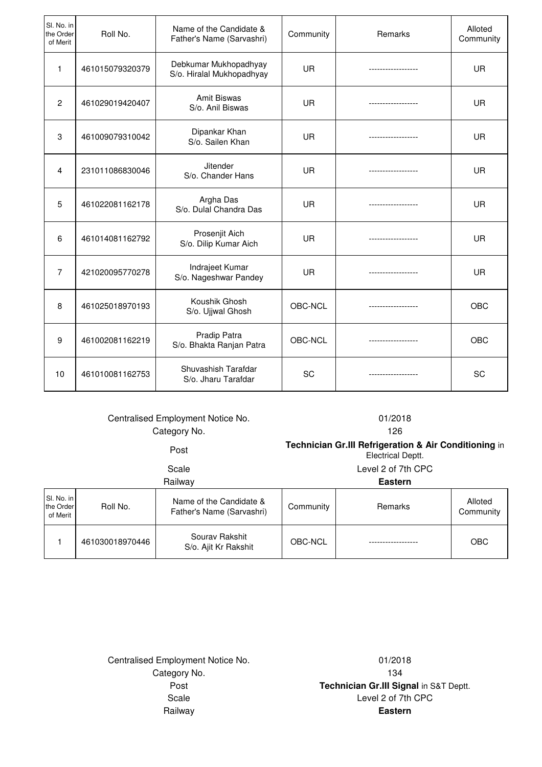| Sl. No. in the Order of Merit | Roll No. | Name of the Candidate & Father's Name (Sarvashri) | Community | Remarks | Alloted Community |
|---|---|---|---|---|---|
| 1 | 461015079320379 | Debkumar Mukhopadhyay<br>S/o. Hiralal Mukhopadhyay | UR | ------------------ | UR |
| 2 | 461029019420407 | Amit Biswas<br>S/o. Anil Biswas | UR | ------------------ | UR |
| 3 | 461009079310042 | Dipankar Khan<br>S/o. Sailen Khan | UR | ------------------ | UR |
| 4 | 231011086830046 | Jitender<br>S/o. Chander Hans | UR | ------------------ | UR |
| 5 | 461022081162178 | Argha Das<br>S/o. Dulal Chandra Das | UR | ------------------ | UR |
| 6 | 461014081162792 | Prosenjit Aich<br>S/o. Dilip Kumar Aich | UR | ------------------ | UR |
| 7 | 421020095770278 | Indrajeet Kumar<br>S/o. Nageshwar Pandey | UR | ------------------ | UR |
| 8 | 461025018970193 | Koushik Ghosh<br>S/o. Ujjwal Ghosh | OBC-NCL | ------------------ | OBC |
| 9 | 461002081162219 | Pradip Patra<br>S/o. Bhakta Ranjan Patra | OBC-NCL | ------------------ | OBC |
| 10 | 461010081162753 | Shuvashish Tarafdar<br>S/o. Jharu Tarafdar | SC | ------------------ | SC |

Centralised Employment Notice No. 01/2018
Category No. 126
Post **Technician Gr.III Refrigeration & Air Conditioning** in Electrical Deptt.
Scale Level 2 of 7th CPC
Railway **Eastern**

| Sl. No. in the Order of Merit | Roll No. | Name of the Candidate & Father's Name (Sarvashri) | Community | Remarks | Alloted Community |
|---|---|---|---|---|---|
| 1 | 461030018970446 | Sourav Rakshit<br>S/o. Ajit Kr Rakshit | OBC-NCL | ------------------ | OBC |

Centralised Employment Notice No. 01/2018
Category No. 134
Post **Technician Gr.III Signal** in S&T Deptt.
Scale Level 2 of 7th CPC
Railway **Eastern**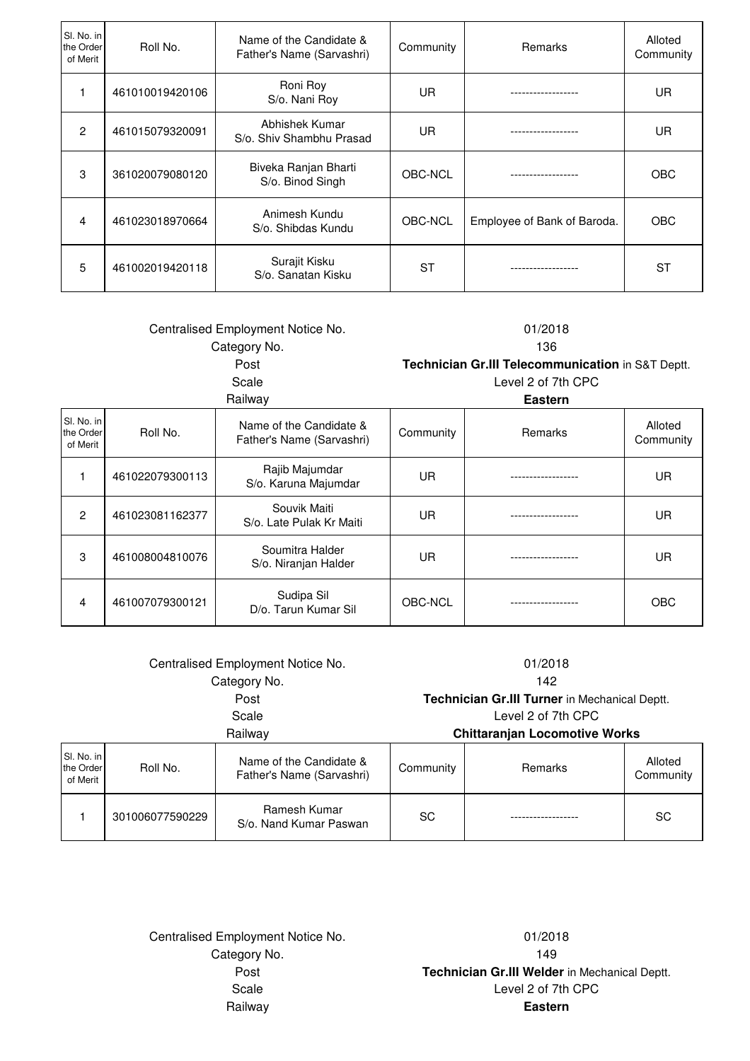| Sl. No. in the Order of Merit | Roll No. | Name of the Candidate & Father's Name (Sarvashri) | Community | Remarks | Alloted Community |
|---|---|---|---|---|---|
| 1 | 461010019420106 | Roni Roy<br>S/o. Nani Roy | UR | ------------------ | UR |
| 2 | 461015079320091 | Abhishek Kumar<br>S/o. Shiv Shambhu Prasad | UR | ------------------ | UR |
| 3 | 361020079080120 | Biveka Ranjan Bharti<br>S/o. Binod Singh | OBC-NCL | ------------------ | OBC |
| 4 | 461023018970664 | Animesh Kundu<br>S/o. Shibdas Kundu | OBC-NCL | Employee of Bank of Baroda. | OBC |
| 5 | 461002019420118 | Surajit Kisku<br>S/o. Sanatan Kisku | ST | ------------------ | ST |

Centralised Employment Notice No. 01/2018
Category No. 136
Post **Technician Gr.III Telecommunication** in S&T Deptt.
Scale Level 2 of 7th CPC
Railway **Eastern**

| Sl. No. in the Order of Merit | Roll No. | Name of the Candidate & Father's Name (Sarvashri) | Community | Remarks | Alloted Community |
|---|---|---|---|---|---|
| 1 | 461022079300113 | Rajib Majumdar<br>S/o. Karuna Majumdar | UR | ------------------ | UR |
| 2 | 461023081162377 | Souvik Maiti<br>S/o. Late Pulak Kr Maiti | UR | ------------------ | UR |
| 3 | 461008004810076 | Soumitra Halder<br>S/o. Niranjan Halder | UR | ------------------ | UR |
| 4 | 461007079300121 | Sudipa Sil<br>D/o. Tarun Kumar Sil | OBC-NCL | ------------------ | OBC |

Centralised Employment Notice No. 01/2018
Category No. 142
Post **Technician Gr.III Turner** in Mechanical Deptt.
Scale Level 2 of 7th CPC
Railway **Chittaranjan Locomotive Works**

| Sl. No. in the Order of Merit | Roll No. | Name of the Candidate & Father's Name (Sarvashri) | Community | Remarks | Alloted Community |
|---|---|---|---|---|---|
| 1 | 301006077590229 | Ramesh Kumar<br>S/o. Nand Kumar Paswan | SC | ------------------ | SC |

Centralised Employment Notice No. 01/2018
Category No. 149
Post **Technician Gr.III Welder** in Mechanical Deptt.
Scale Level 2 of 7th CPC
Railway **Eastern**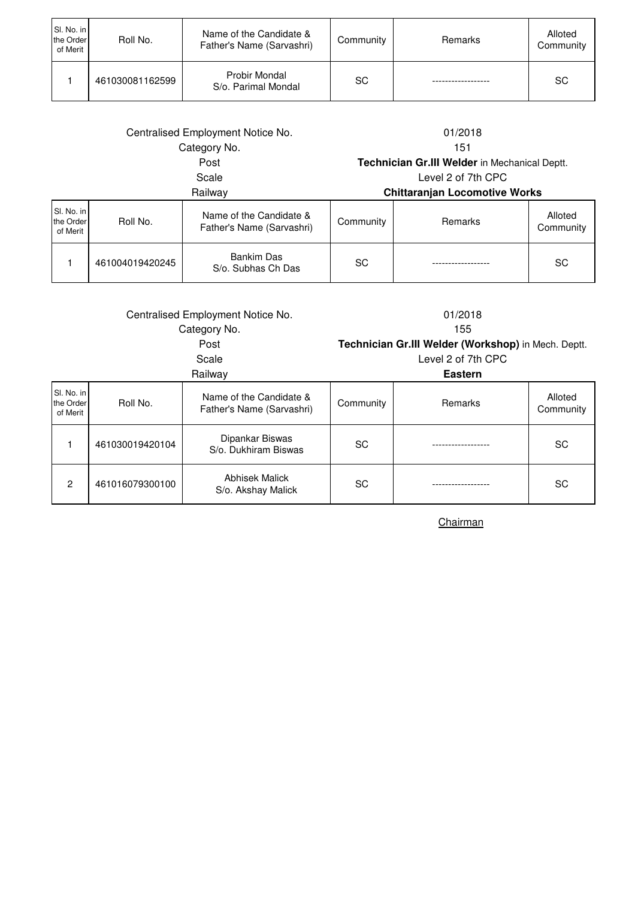| Sl. No. in the Order of Merit | Roll No. | Name of the Candidate & Father's Name (Sarvashri) | Community | Remarks | Alloted Community |
|---|---|---|---|---|---|
| 1 | 461030081162599 | Probir Mondal S/o. Parimal Mondal | SC | ------------------ | SC |

| | |
|---|---|
| Centralised Employment Notice No. | 01/2018 |
| Category No. | 151 |
| Post | **Technician Gr.III Welder** in Mechanical Deptt. |
| Scale | Level 2 of 7th CPC |
| Railway | **Chittaranjan Locomotive Works** |

| Sl. No. in the Order of Merit | Roll No. | Name of the Candidate & Father's Name (Sarvashri) | Community | Remarks | Alloted Community |
|---|---|---|---|---|---|
| 1 | 461004019420245 | Bankim Das S/o. Subhas Ch Das | SC | ------------------ | SC |

| | |
|---|---|
| Centralised Employment Notice No. | 01/2018 |
| Category No. | 155 |
| Post | **Technician Gr.III Welder (Workshop)** in Mech. Deptt. |
| Scale | Level 2 of 7th CPC |
| Railway | **Eastern** |

| Sl. No. in the Order of Merit | Roll No. | Name of the Candidate & Father's Name (Sarvashri) | Community | Remarks | Alloted Community |
|---|---|---|---|---|---|
| 1 | 461030019420104 | Dipankar Biswas S/o. Dukhiram Biswas | SC | ------------------ | SC |
| 2 | 461016079300100 | Abhisek Malick S/o. Akshay Malick | SC | ------------------ | SC |

Chairman